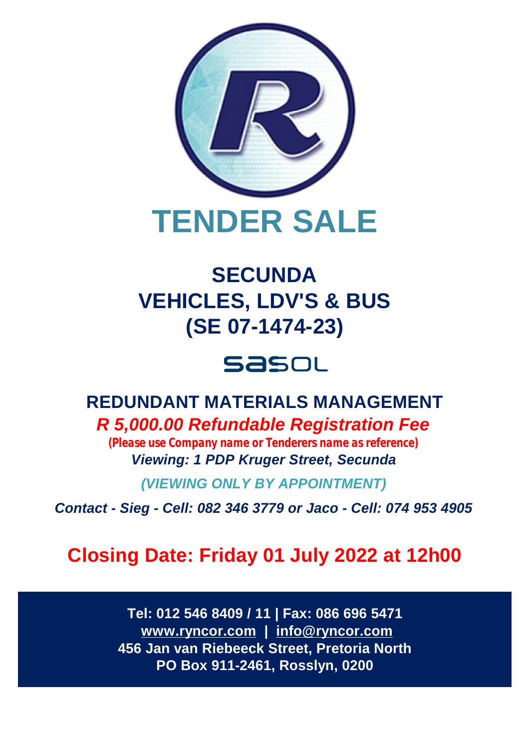# TENDER SALE

## SECUNDA
## VEHICLES, LDV'S & BUS
## (SE 07-1474-23)

sasol

## REDUNDANT MATERIALS MANAGEMENT

***R 5,000.00 Refundable Registration Fee***

**(Please use Company name or Tenderers name as reference)**

***Viewing: 1 PDP Kruger Street, Secunda***

***(VIEWING ONLY BY APPOINTMENT)***

***Contact - Sieg - Cell: 082 346 3779 or Jaco - Cell: 074 953 4905***

## Closing Date: Friday 01 July 2022 at 12h00

**Tel: 012 546 8409 / 11 | Fax: 086 696 5471**
**www.ryncor.com | info@ryncor.com**
**456 Jan van Riebeeck Street, Pretoria North**
**PO Box 911-2461, Rosslyn, 0200**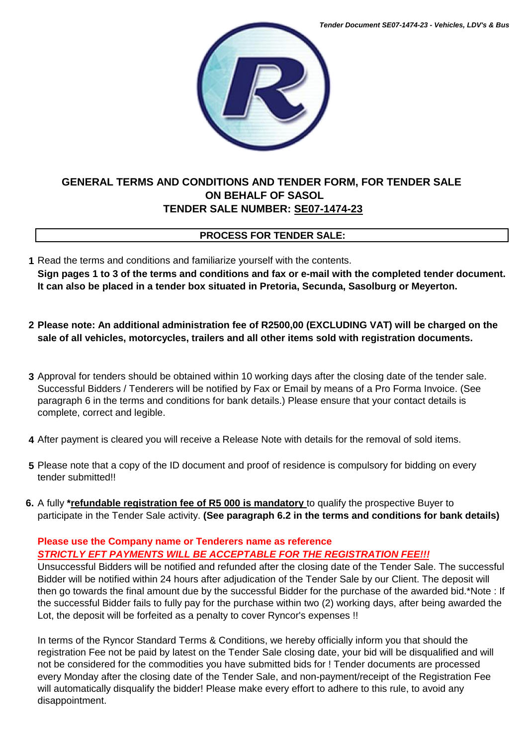## GENERAL TERMS AND CONDITIONS AND TENDER FORM, FOR TENDER SALE ON BEHALF OF SASOL TENDER SALE NUMBER: SE07-1474-23

### PROCESS FOR TENDER SALE:

1. Read the terms and conditions and familiarize yourself with the contents.
   **Sign pages 1 to 3 of the terms and conditions and fax or e-mail with the completed tender document. It can also be placed in a tender box situated in Pretoria, Secunda, Sasolburg or Meyerton.**

2. **Please note: An additional administration fee of R2500,00 (EXCLUDING VAT) will be charged on the sale of all vehicles, motorcycles, trailers and all other items sold with registration documents.**

3. Approval for tenders should be obtained within 10 working days after the closing date of the tender sale. Successful Bidders / Tenderers will be notified by Fax or Email by means of a Pro Forma Invoice. (See paragraph 6 in the terms and conditions for bank details.) Please ensure that your contact details is complete, correct and legible.

4. After payment is cleared you will receive a Release Note with details for the removal of sold items.

5. Please note that a copy of the ID document and proof of residence is compulsory for bidding on every tender submitted!!

6. A fully **\*refundable registration fee of R5 000 is mandatory** to qualify the prospective Buyer to participate in the Tender Sale activity. **(See paragraph 6.2 in the terms and conditions for bank details)**

   **Please use the Company name or Tenderers name as reference**
   ***STRICTLY EFT PAYMENTS WILL BE ACCEPTABLE FOR THE REGISTRATION FEE!!!***
   Unsuccessful Bidders will be notified and refunded after the closing date of the Tender Sale. The successful Bidder will be notified within 24 hours after adjudication of the Tender Sale by our Client. The deposit will then go towards the final amount due by the successful Bidder for the purchase of the awarded bid.*Note : If the successful Bidder fails to fully pay for the purchase within two (2) working days, after being awarded the Lot, the deposit will be forfeited as a penalty to cover Ryncor's expenses !!

   In terms of the Ryncor Standard Terms & Conditions, we hereby officially inform you that should the registration Fee not be paid by latest on the Tender Sale closing date, your bid will be disqualified and will not be considered for the commodities you have submitted bids for ! Tender documents are processed every Monday after the closing date of the Tender Sale, and non-payment/receipt of the Registration Fee will automatically disqualify the bidder! Please make every effort to adhere to this rule, to avoid any disappointment.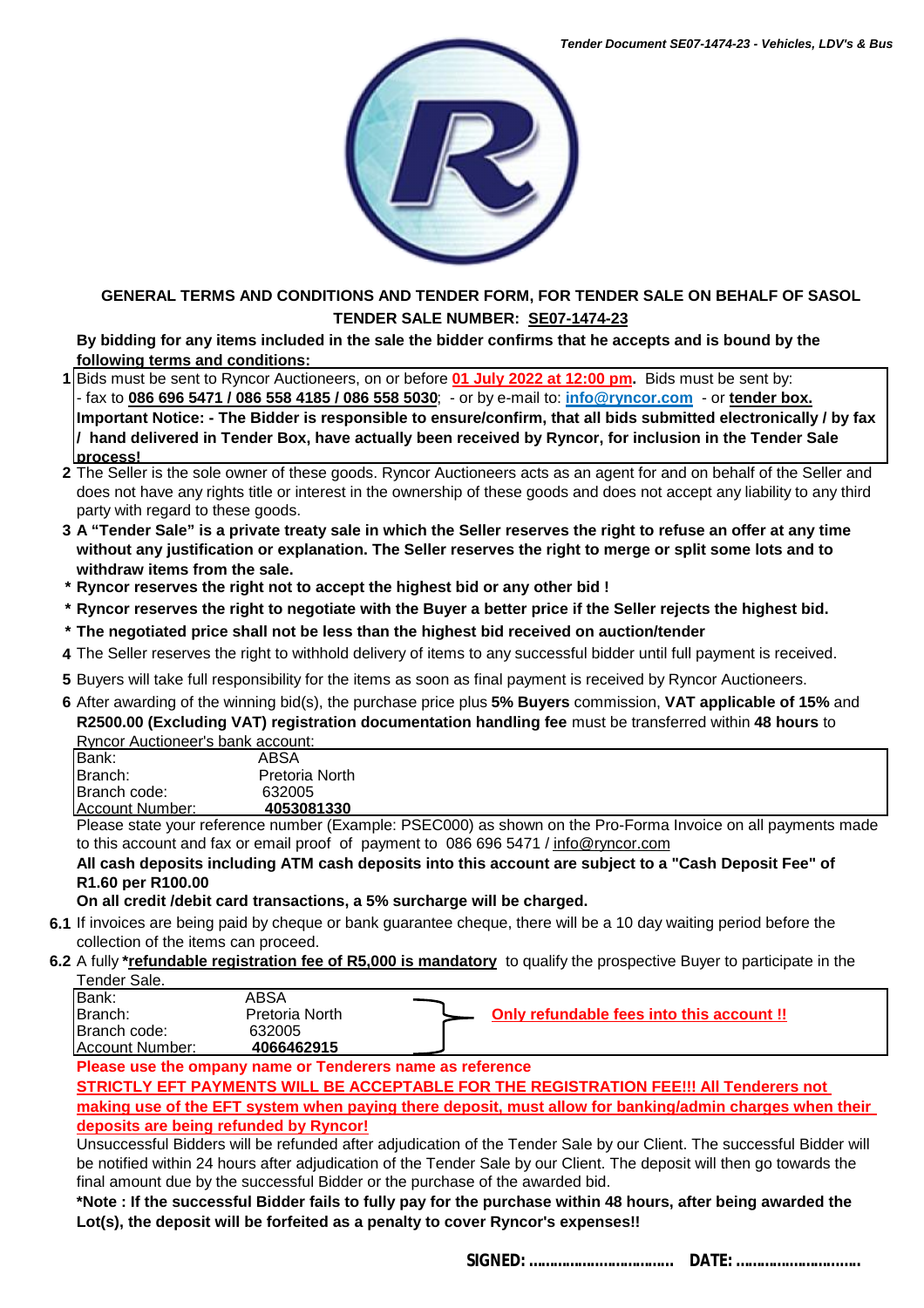## GENERAL TERMS AND CONDITIONS AND TENDER FORM, FOR TENDER SALE ON BEHALF OF SASOL

## TENDER SALE NUMBER: SE07-1474-23

**By bidding for any items included in the sale the bidder confirms that he accepts and is bound by the following terms and conditions:**

1. Bids must be sent to Ryncor Auctioneers, on or before **01 July 2022 at 12:00 pm.** Bids must be sent by:
   - fax to **086 696 5471 / 086 558 4185 / 086 558 5030**; - or by e-mail to: **info@ryncor.com** - or **tender box.**

   **Important Notice: - The Bidder is responsible to ensure/confirm, that all bids submitted electronically / by fax / hand delivered in Tender Box, have actually been received by Ryncor, for inclusion in the Tender Sale process!**

2. The Seller is the sole owner of these goods. Ryncor Auctioneers acts as an agent for and on behalf of the Seller and does not have any rights title or interest in the ownership of these goods and does not accept any liability to any third party with regard to these goods.

3. **A "Tender Sale" is a private treaty sale in which the Seller reserves the right to refuse an offer at any time without any justification or explanation. The Seller reserves the right to merge or split some lots and to withdraw items from the sale.**

   - **Ryncor reserves the right not to accept the highest bid or any other bid !**
   - **Ryncor reserves the right to negotiate with the Buyer a better price if the Seller rejects the highest bid.**
   - **The negotiated price shall not be less than the highest bid received on auction/tender**

4. The Seller reserves the right to withhold delivery of items to any successful bidder until full payment is received.

5. Buyers will take full responsibility for the items as soon as final payment is received by Ryncor Auctioneers.

6. After awarding of the winning bid(s), the purchase price plus **5% Buyers** commission, **VAT applicable of 15%** and **R2500.00 (Excluding VAT) registration documentation handling fee** must be transferred within **48 hours** to Ryncor Auctioneer's bank account:

| | |
|---|---|
| Bank: | ABSA |
| Branch: | Pretoria North |
| Branch code: | 632005 |
| Account Number: | **4053081330** |

Please state your reference number (Example: PSEC000) as shown on the Pro-Forma Invoice on all payments made to this account and fax or email proof of payment to 086 696 5471 / info@ryncor.com

**All cash deposits including ATM cash deposits into this account are subject to a "Cash Deposit Fee" of R1.60 per R100.00**

**On all credit /debit card transactions, a 5% surcharge will be charged.**

**6.1** If invoices are being paid by cheque or bank guarantee cheque, there will be a 10 day waiting period before the collection of the items can proceed.

**6.2** A fully ***refundable registration fee of R5,000 is mandatory** to qualify the prospective Buyer to participate in the Tender Sale.

| | | |
|---|---|---|
| Bank: | ABSA | **Only refundable fees into this account !!** |
| Branch: | Pretoria North | |
| Branch code: | 632005 | |
| Account Number: | **4066462915** | |

**Please use the ompany name or Tenderers name as reference**

**STRICTLY EFT PAYMENTS WILL BE ACCEPTABLE FOR THE REGISTRATION FEE!!! All Tenderers not making use of the EFT system when paying there deposit, must allow for banking/admin charges when their deposits are being refunded by Ryncor!**

Unsuccessful Bidders will be refunded after adjudication of the Tender Sale by our Client. The successful Bidder will be notified within 24 hours after adjudication of the Tender Sale by our Client. The deposit will then go towards the final amount due by the successful Bidder or the purchase of the awarded bid.

***Note : If the successful Bidder fails to fully pay for the purchase within 48 hours, after being awarded the Lot(s), the deposit will be forfeited as a penalty to cover Ryncor's expenses!!**

**SIGNED: ................................ DATE: ............................**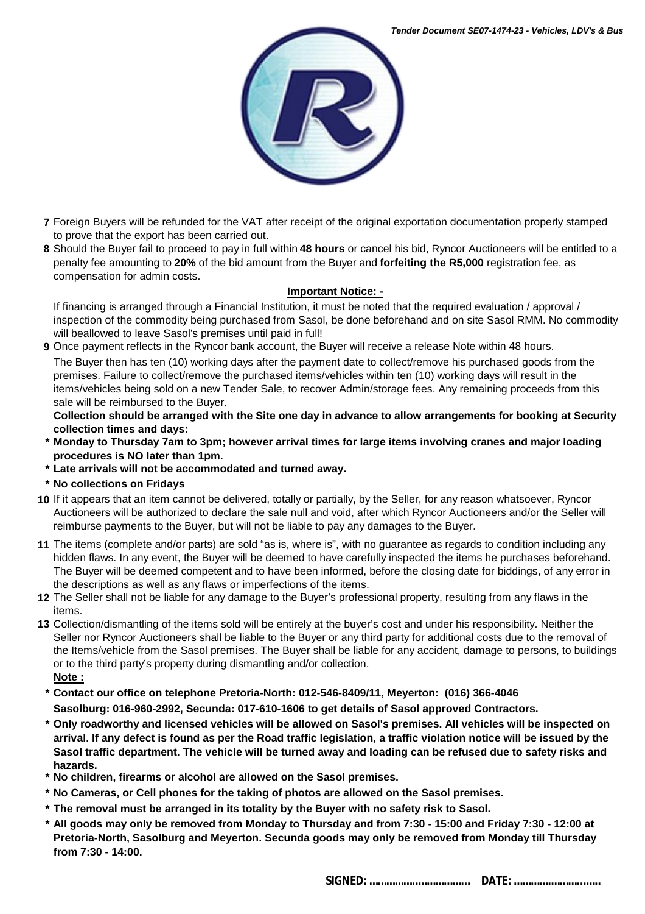7. Foreign Buyers will be refunded for the VAT after receipt of the original exportation documentation properly stamped to prove that the export has been carried out.
8. Should the Buyer fail to proceed to pay in full within **48 hours** or cancel his bid, Ryncor Auctioneers will be entitled to a penalty fee amounting to **20%** of the bid amount from the Buyer and **forfeiting the R5,000** registration fee, as compensation for admin costs.

**Important Notice: -**

If financing is arranged through a Financial Institution, it must be noted that the required evaluation / approval / inspection of the commodity being purchased from Sasol, be done beforehand and on site Sasol RMM. No commodity will beallowed to leave Sasol's premises until paid in full!

9. Once payment reflects in the Ryncor bank account, the Buyer will receive a release Note within 48 hours.

The Buyer then has ten (10) working days after the payment date to collect/remove his purchased goods from the premises. Failure to collect/remove the purchased items/vehicles within ten (10) working days will result in the items/vehicles being sold on a new Tender Sale, to recover Admin/storage fees. Any remaining proceeds from this sale will be reimbursed to the Buyer.

**Collection should be arranged with the Site one day in advance to allow arrangements for booking at Security collection times and days:**

* **Monday to Thursday 7am to 3pm; however arrival times for large items involving cranes and major loading procedures is NO later than 1pm.**
* **Late arrivals will not be accommodated and turned away.**
* **No collections on Fridays**

10. If it appears that an item cannot be delivered, totally or partially, by the Seller, for any reason whatsoever, Ryncor Auctioneers will be authorized to declare the sale null and void, after which Ryncor Auctioneers and/or the Seller will reimburse payments to the Buyer, but will not be liable to pay any damages to the Buyer.
11. The items (complete and/or parts) are sold "as is, where is", with no guarantee as regards to condition including any hidden flaws. In any event, the Buyer will be deemed to have carefully inspected the items he purchases beforehand. The Buyer will be deemed competent and to have been informed, before the closing date for biddings, of any error in the descriptions as well as any flaws or imperfections of the items.
12. The Seller shall not be liable for any damage to the Buyer's professional property, resulting from any flaws in the items.
13. Collection/dismantling of the items sold will be entirely at the buyer's cost and under his responsibility. Neither the Seller nor Ryncor Auctioneers shall be liable to the Buyer or any third party for additional costs due to the removal of the Items/vehicle from the Sasol premises. The Buyer shall be liable for any accident, damage to persons, to buildings or to the third party's property during dismantling and/or collection.

**Note :**

* **Contact our office on telephone Pretoria-North: 012-546-8409/11, Meyerton: (016) 366-4046 Sasolburg: 016-960-2992, Secunda: 017-610-1606 to get details of Sasol approved Contractors.**
* **Only roadworthy and licensed vehicles will be allowed on Sasol's premises. All vehicles will be inspected on arrival. If any defect is found as per the Road traffic legislation, a traffic violation notice will be issued by the Sasol traffic department. The vehicle will be turned away and loading can be refused due to safety risks and hazards.**
* **No children, firearms or alcohol are allowed on the Sasol premises.**
* **No Cameras, or Cell phones for the taking of photos are allowed on the Sasol premises.**
* **The removal must be arranged in its totality by the Buyer with no safety risk to Sasol.**
* **All goods may only be removed from Monday to Thursday and from 7:30 - 15:00 and Friday 7:30 - 12:00 at Pretoria-North, Sasolburg and Meyerton. Secunda goods may only be removed from Monday till Thursday from 7:30 - 14:00.**

**SIGNED: ................................ DATE: ............................**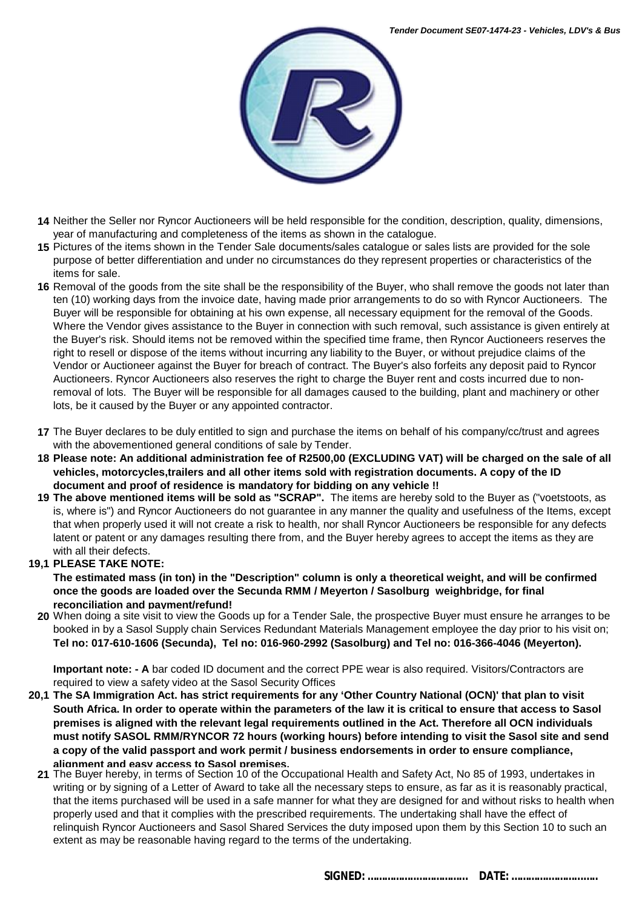**14** Neither the Seller nor Ryncor Auctioneers will be held responsible for the condition, description, quality, dimensions, year of manufacturing and completeness of the items as shown in the catalogue.

**15** Pictures of the items shown in the Tender Sale documents/sales catalogue or sales lists are provided for the sole purpose of better differentiation and under no circumstances do they represent properties or characteristics of the items for sale.

**16** Removal of the goods from the site shall be the responsibility of the Buyer, who shall remove the goods not later than ten (10) working days from the invoice date, having made prior arrangements to do so with Ryncor Auctioneers. The Buyer will be responsible for obtaining at his own expense, all necessary equipment for the removal of the Goods. Where the Vendor gives assistance to the Buyer in connection with such removal, such assistance is given entirely at the Buyer's risk. Should items not be removed within the specified time frame, then Ryncor Auctioneers reserves the right to resell or dispose of the items without incurring any liability to the Buyer, or without prejudice claims of the Vendor or Auctioneer against the Buyer for breach of contract. The Buyer's also forfeits any deposit paid to Ryncor Auctioneers. Ryncor Auctioneers also reserves the right to charge the Buyer rent and costs incurred due to non-removal of lots. The Buyer will be responsible for all damages caused to the building, plant and machinery or other lots, be it caused by the Buyer or any appointed contractor.

**17** The Buyer declares to be duly entitled to sign and purchase the items on behalf of his company/cc/trust and agrees with the abovementioned general conditions of sale by Tender.

**18** **Please note: An additional administration fee of R2500,00 (EXCLUDING VAT) will be charged on the sale of all vehicles, motorcycles,trailers and all other items sold with registration documents. A copy of the ID document and proof of residence is mandatory for bidding on any vehicle !!**

**19** **The above mentioned items will be sold as "SCRAP".** The items are hereby sold to the Buyer as ("voetstoots, as is, where is") and Ryncor Auctioneers do not guarantee in any manner the quality and usefulness of the Items, except that when properly used it will not create a risk to health, nor shall Ryncor Auctioneers be responsible for any defects latent or patent or any damages resulting there from, and the Buyer hereby agrees to accept the items as they are with all their defects.

**19,1** **PLEASE TAKE NOTE:**

**The estimated mass (in ton) in the "Description" column is only a theoretical weight, and will be confirmed once the goods are loaded over the Secunda RMM / Meyerton / Sasolburg weighbridge, for final reconciliation and payment/refund!**

**20** When doing a site visit to view the Goods up for a Tender Sale, the prospective Buyer must ensure he arranges to be booked in by a Sasol Supply chain Services Redundant Materials Management employee the day prior to his visit on; **Tel no: 017-610-1606 (Secunda), Tel no: 016-960-2992 (Sasolburg) and Tel no: 016-366-4046 (Meyerton).**

**Important note: - A** bar coded ID document and the correct PPE wear is also required. Visitors/Contractors are required to view a safety video at the Sasol Security Offices

**20,1** **The SA Immigration Act. has strict requirements for any 'Other Country National (OCN)' that plan to visit South Africa. In order to operate within the parameters of the law it is critical to ensure that access to Sasol premises is aligned with the relevant legal requirements outlined in the Act. Therefore all OCN individuals must notify SASOL RMM/RYNCOR 72 hours (working hours) before intending to visit the Sasol site and send a copy of the valid passport and work permit / business endorsements in order to ensure compliance, alignment and easy access to Sasol premises.**

**21** The Buyer hereby, in terms of Section 10 of the Occupational Health and Safety Act, No 85 of 1993, undertakes in writing or by signing of a Letter of Award to take all the necessary steps to ensure, as far as it is reasonably practical, that the items purchased will be used in a safe manner for what they are designed for and without risks to health when properly used and that it complies with the prescribed requirements. The undertaking shall have the effect of relinquish Ryncor Auctioneers and Sasol Shared Services the duty imposed upon them by this Section 10 to such an extent as may be reasonable having regard to the terms of the undertaking.

**SIGNED: ................................ DATE: ............................**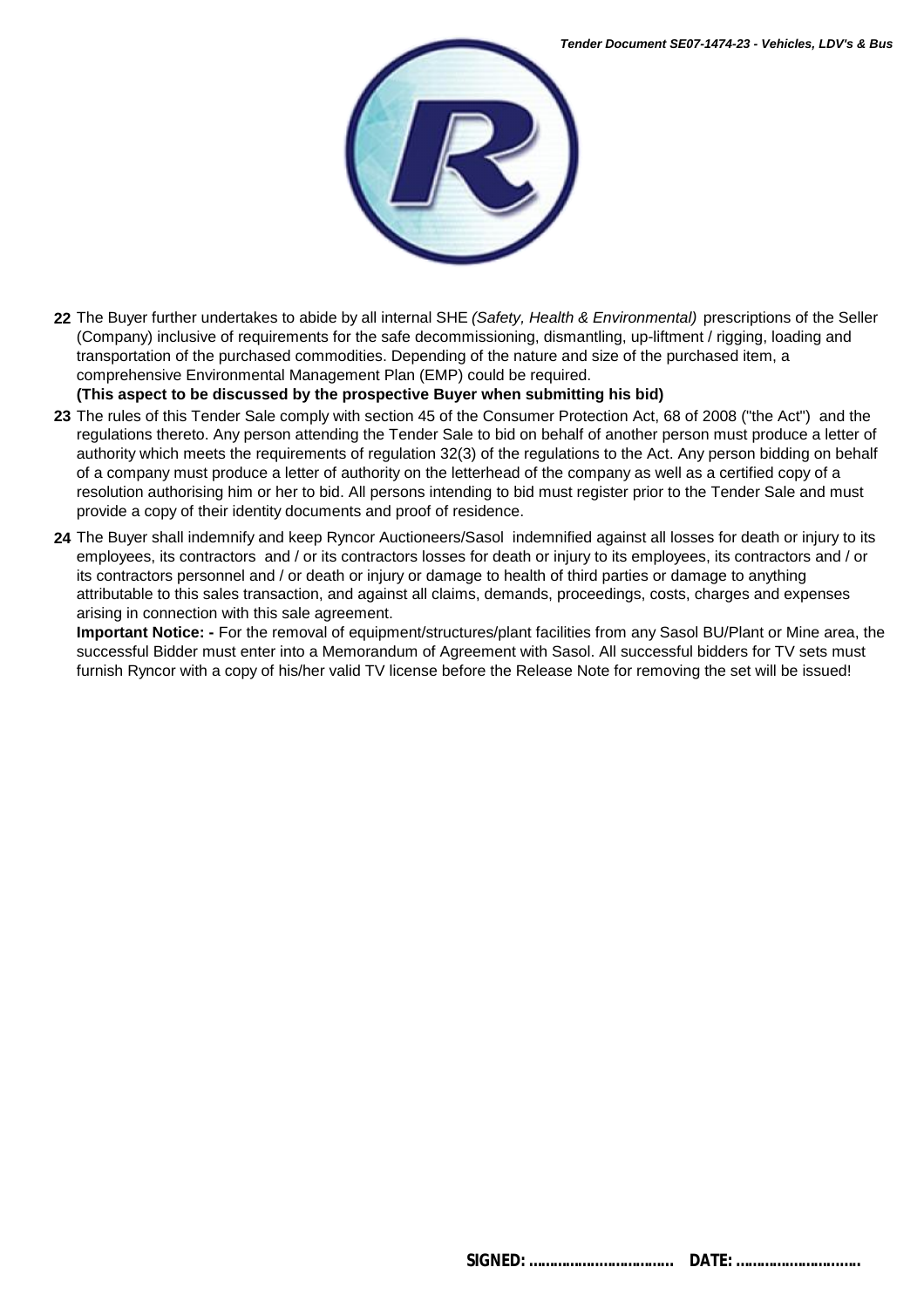22 The Buyer further undertakes to abide by all internal SHE *(Safety, Health & Environmental)* prescriptions of the Seller (Company) inclusive of requirements for the safe decommissioning, dismantling, up-liftment / rigging, loading and transportation of the purchased commodities. Depending of the nature and size of the purchased item, a comprehensive Environmental Management Plan (EMP) could be required.
**(This aspect to be discussed by the prospective Buyer when submitting his bid)**

23 The rules of this Tender Sale comply with section 45 of the Consumer Protection Act, 68 of 2008 ("the Act") and the regulations thereto. Any person attending the Tender Sale to bid on behalf of another person must produce a letter of authority which meets the requirements of regulation 32(3) of the regulations to the Act. Any person bidding on behalf of a company must produce a letter of authority on the letterhead of the company as well as a certified copy of a resolution authorising him or her to bid. All persons intending to bid must register prior to the Tender Sale and must provide a copy of their identity documents and proof of residence.

24 The Buyer shall indemnify and keep Ryncor Auctioneers/Sasol indemnified against all losses for death or injury to its employees, its contractors and / or its contractors losses for death or injury to its employees, its contractors and / or its contractors personnel and / or death or injury or damage to health of third parties or damage to anything attributable to this sales transaction, and against all claims, demands, proceedings, costs, charges and expenses arising in connection with this sale agreement.
**Important Notice: -** For the removal of equipment/structures/plant facilities from any Sasol BU/Plant or Mine area, the successful Bidder must enter into a Memorandum of Agreement with Sasol. All successful bidders for TV sets must furnish Ryncor with a copy of his/her valid TV license before the Release Note for removing the set will be issued!

**SIGNED: .................................. DATE: ..............................**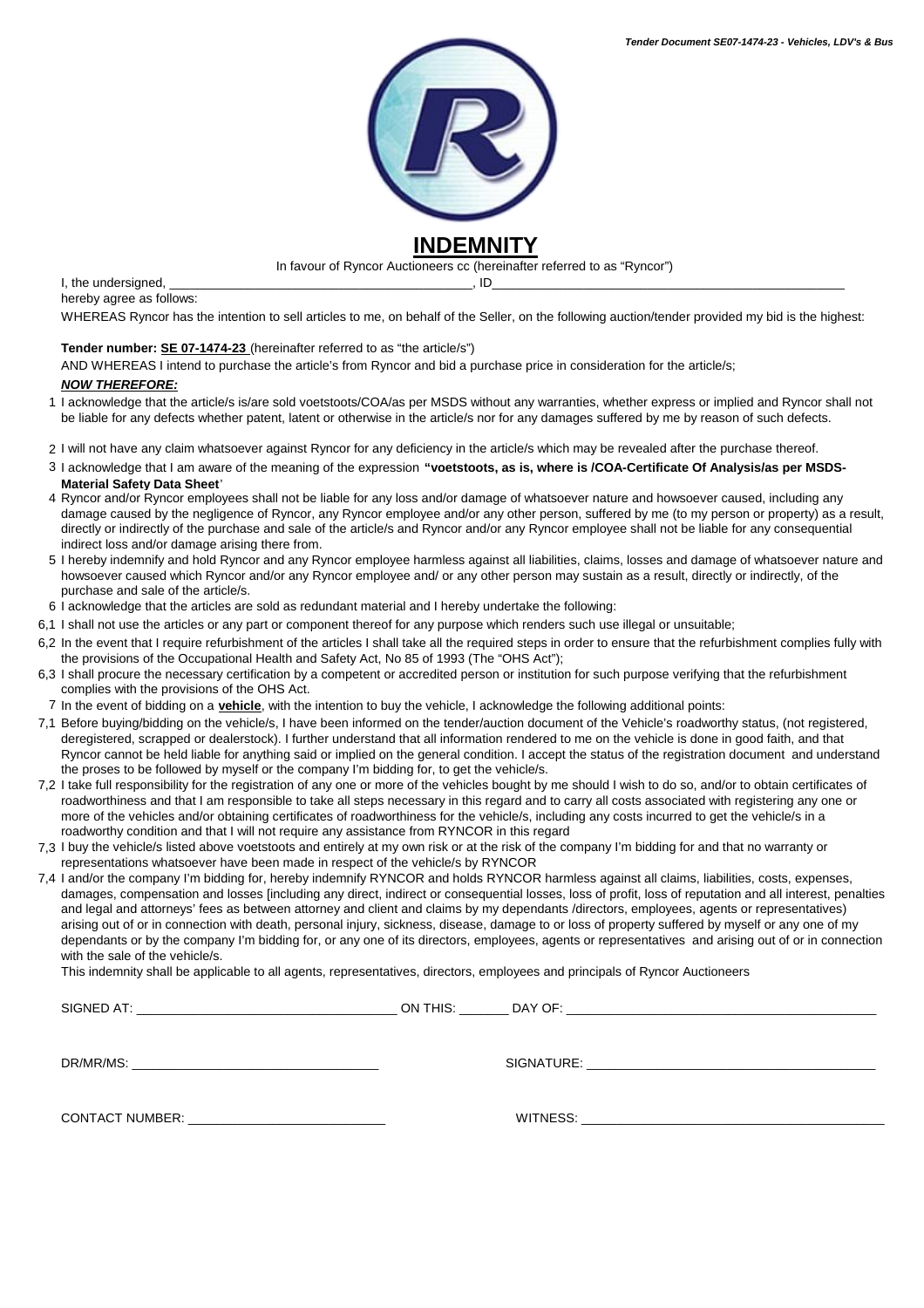# INDEMNITY

In favour of Ryncor Auctioneers cc (hereinafter referred to as "Ryncor")

I, the undersigned, ___________________________________________, ID___________________________________________________

hereby agree as follows:

WHEREAS Ryncor has the intention to sell articles to me, on behalf of the Seller, on the following auction/tender provided my bid is the highest:

**Tender number: SE 07-1474-23** (hereinafter referred to as "the article/s")

AND WHEREAS I intend to purchase the article's from Ryncor and bid a purchase price in consideration for the article/s;

***NOW THEREFORE:***

1 I acknowledge that the article/s is/are sold voetstoots/COA/as per MSDS without any warranties, whether express or implied and Ryncor shall not be liable for any defects whether patent, latent or otherwise in the article/s nor for any damages suffered by me by reason of such defects.

2 I will not have any claim whatsoever against Ryncor for any deficiency in the article/s which may be revealed after the purchase thereof.

3 I acknowledge that I am aware of the meaning of the expression **"voetstoots, as is, where is /COA-Certificate Of Analysis/as per MSDS-Material Safety Data Sheet**'

4 Ryncor and/or Ryncor employees shall not be liable for any loss and/or damage of whatsoever nature and howsoever caused, including any damage caused by the negligence of Ryncor, any Ryncor employee and/or any other person, suffered by me (to my person or property) as a result, directly or indirectly of the purchase and sale of the article/s and Ryncor and/or any Ryncor employee shall not be liable for any consequential indirect loss and/or damage arising there from.

5 I hereby indemnify and hold Ryncor and any Ryncor employee harmless against all liabilities, claims, losses and damage of whatsoever nature and howsoever caused which Ryncor and/or any Ryncor employee and/ or any other person may sustain as a result, directly or indirectly, of the purchase and sale of the article/s.

6 I acknowledge that the articles are sold as redundant material and I hereby undertake the following:

6,1 I shall not use the articles or any part or component thereof for any purpose which renders such use illegal or unsuitable;

6,2 In the event that I require refurbishment of the articles I shall take all the required steps in order to ensure that the refurbishment complies fully with the provisions of the Occupational Health and Safety Act, No 85 of 1993 (The "OHS Act");

6,3 I shall procure the necessary certification by a competent or accredited person or institution for such purpose verifying that the refurbishment complies with the provisions of the OHS Act.

7 In the event of bidding on a **vehicle**, with the intention to buy the vehicle, I acknowledge the following additional points:

7,1 Before buying/bidding on the vehicle/s, I have been informed on the tender/auction document of the Vehicle's roadworthy status, (not registered, deregistered, scrapped or dealerstock). I further understand that all information rendered to me on the vehicle is done in good faith, and that Ryncor cannot be held liable for anything said or implied on the general condition. I accept the status of the registration document and understand the proses to be followed by myself or the company I'm bidding for, to get the vehicle/s.

7,2 I take full responsibility for the registration of any one or more of the vehicles bought by me should I wish to do so, and/or to obtain certificates of roadworthiness and that I am responsible to take all steps necessary in this regard and to carry all costs associated with registering any one or more of the vehicles and/or obtaining certificates of roadworthiness for the vehicle/s, including any costs incurred to get the vehicle/s in a roadworthy condition and that I will not require any assistance from RYNCOR in this regard

7,3 I buy the vehicle/s listed above voetstoots and entirely at my own risk or at the risk of the company I'm bidding for and that no warranty or representations whatsoever have been made in respect of the vehicle/s by RYNCOR

7,4 I and/or the company I'm bidding for, hereby indemnify RYNCOR and holds RYNCOR harmless against all claims, liabilities, costs, expenses, damages, compensation and losses [including any direct, indirect or consequential losses, loss of profit, loss of reputation and all interest, penalties and legal and attorneys' fees as between attorney and client and claims by my dependants /directors, employees, agents or representatives) arising out of or in connection with death, personal injury, sickness, disease, damage to or loss of property suffered by myself or any one of my dependants or by the company I'm bidding for, or any one of its directors, employees, agents or representatives and arising out of or in connection with the sale of the vehicle/s.

This indemnity shall be applicable to all agents, representatives, directors, employees and principals of Ryncor Auctioneers

SIGNED AT: ___________________________________ ON THIS: _______ DAY OF: ___________________________________________

DR/MR/MS: ___________________________________ SIGNATURE: ___________________________________________

CONTACT NUMBER: ___________________________ WITNESS: ___________________________________________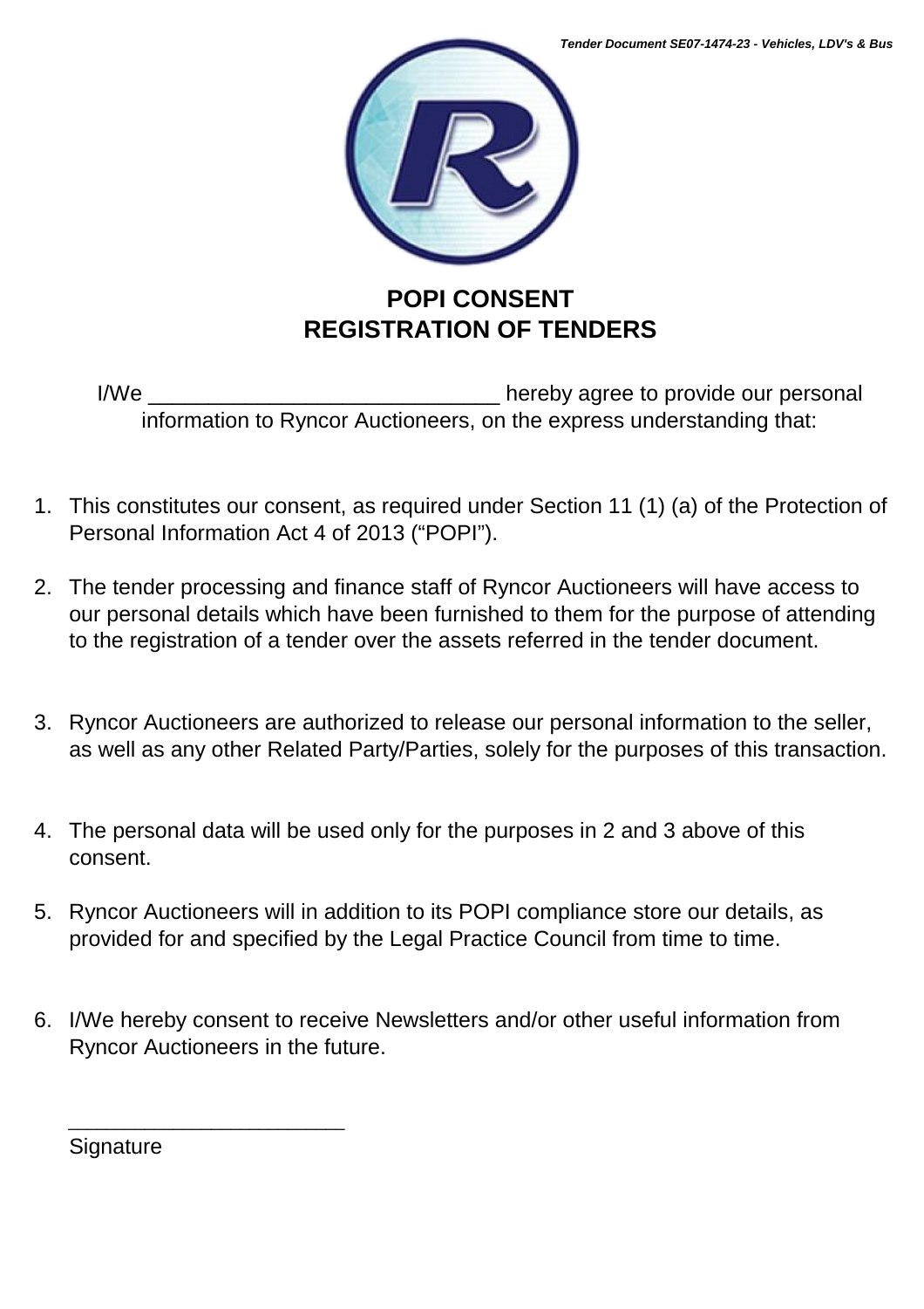# POPI CONSENT
# REGISTRATION OF TENDERS

I/We _____________________________ hereby agree to provide our personal information to Ryncor Auctioneers, on the express understanding that:

1. This constitutes our consent, as required under Section 11 (1) (a) of the Protection of Personal Information Act 4 of 2013 ("POPI").

2. The tender processing and finance staff of Ryncor Auctioneers will have access to our personal details which have been furnished to them for the purpose of attending to the registration of a tender over the assets referred in the tender document.

3. Ryncor Auctioneers are authorized to release our personal information to the seller, as well as any other Related Party/Parties, solely for the purposes of this transaction.

4. The personal data will be used only for the purposes in 2 and 3 above of this consent.

5. Ryncor Auctioneers will in addition to its POPI compliance store our details, as provided for and specified by the Legal Practice Council from time to time.

6. I/We hereby consent to receive Newsletters and/or other useful information from Ryncor Auctioneers in the future.

_______________________
Signature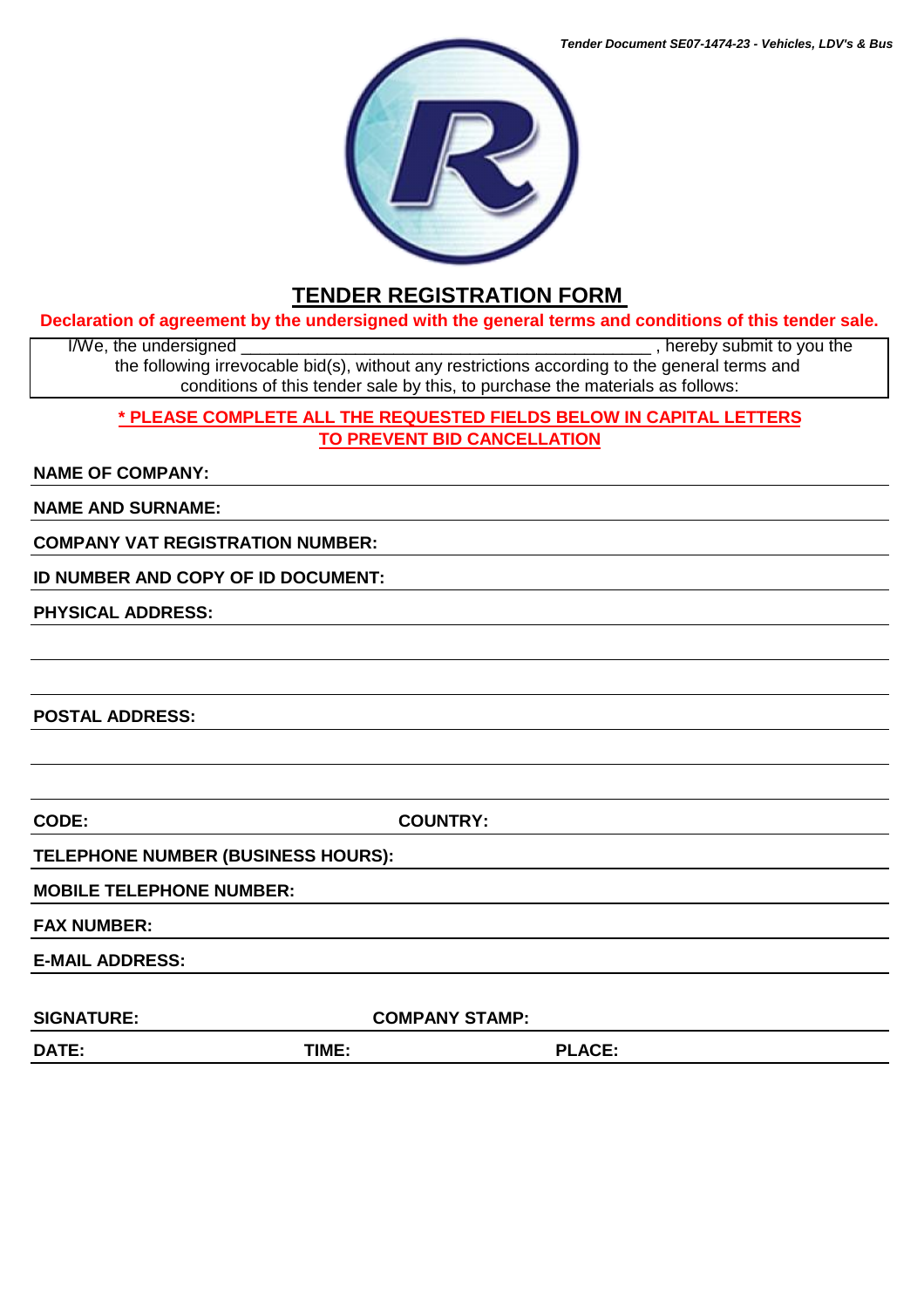# TENDER REGISTRATION FORM

**Declaration of agreement by the undersigned with the general terms and conditions of this tender sale.**

I/We, the undersigned ____________________________________________ , hereby submit to you the the following irrevocable bid(s), without any restrictions according to the general terms and conditions of this tender sale by this, to purchase the materials as follows:

**\* PLEASE COMPLETE ALL THE REQUESTED FIELDS BELOW IN CAPITAL LETTERS TO PREVENT BID CANCELLATION**

**NAME OF COMPANY:** ____________________

**NAME AND SURNAME:** ____________________

**COMPANY VAT REGISTRATION NUMBER:** ____________________

**ID NUMBER AND COPY OF ID DOCUMENT:** ____________________

**PHYSICAL ADDRESS:** ____________________

____________________

____________________

**POSTAL ADDRESS:** ____________________

____________________

____________________

**CODE:** ____________________ **COUNTRY:** ____________________

**TELEPHONE NUMBER (BUSINESS HOURS):** ____________________

**MOBILE TELEPHONE NUMBER:** ____________________

**FAX NUMBER:** ____________________

**E-MAIL ADDRESS:** ____________________

**SIGNATURE:** ____________________ **COMPANY STAMP:** ____________________

**DATE:** ____________________ **TIME:** ____________________ **PLACE:** ____________________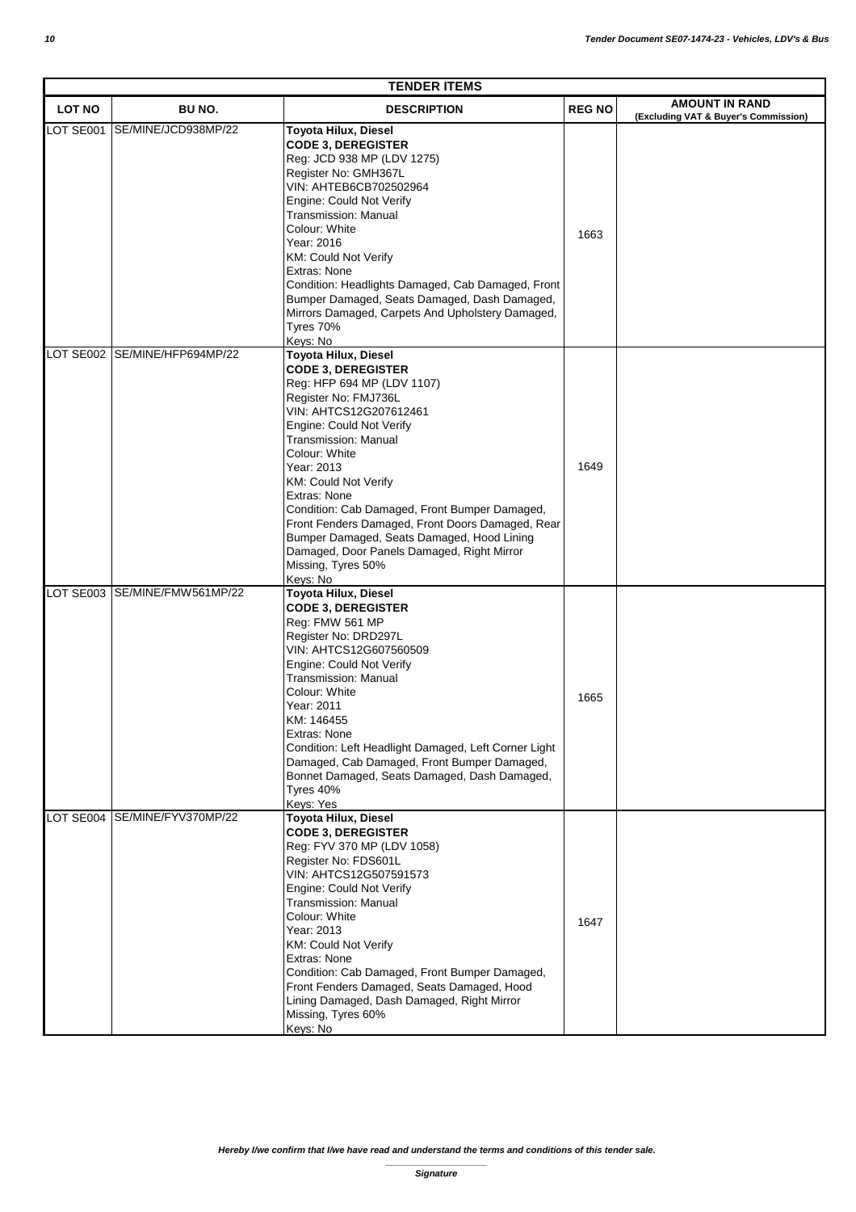| TENDER ITEMS | | | | |
|---|---|---|---|---|
| LOT NO | BU NO. | DESCRIPTION | REG NO | AMOUNT IN RAND (Excluding VAT & Buyer's Commission) |
| LOT SE001 | SE/MINE/JCD938MP/22 | **Toyota Hilux, Diesel** **CODE 3, DEREGISTER** Reg: JCD 938 MP (LDV 1275) Register No: GMH367L VIN: AHTEB6CB702502964 Engine: Could Not Verify Transmission: Manual Colour: White Year: 2016 KM: Could Not Verify Extras: None Condition: Headlights Damaged, Cab Damaged, Front Bumper Damaged, Seats Damaged, Dash Damaged, Mirrors Damaged, Carpets And Upholstery Damaged, Tyres 70% Keys: No | 1663 | |
| LOT SE002 | SE/MINE/HFP694MP/22 | **Toyota Hilux, Diesel** **CODE 3, DEREGISTER** Reg: HFP 694 MP (LDV 1107) Register No: FMJ736L VIN: AHTCS12G207612461 Engine: Could Not Verify Transmission: Manual Colour: White Year: 2013 KM: Could Not Verify Extras: None Condition: Cab Damaged, Front Bumper Damaged, Front Fenders Damaged, Front Doors Damaged, Rear Bumper Damaged, Seats Damaged, Hood Lining Damaged, Door Panels Damaged, Right Mirror Missing, Tyres 50% Keys: No | 1649 | |
| LOT SE003 | SE/MINE/FMW561MP/22 | **Toyota Hilux, Diesel** **CODE 3, DEREGISTER** Reg: FMW 561 MP Register No: DRD297L VIN: AHTCS12G607560509 Engine: Could Not Verify Transmission: Manual Colour: White Year: 2011 KM: 146455 Extras: None Condition: Left Headlight Damaged, Left Corner Light Damaged, Cab Damaged, Front Bumper Damaged, Bonnet Damaged, Seats Damaged, Dash Damaged, Tyres 40% Keys: Yes | 1665 | |
| LOT SE004 | SE/MINE/FYV370MP/22 | **Toyota Hilux, Diesel** **CODE 3, DEREGISTER** Reg: FYV 370 MP (LDV 1058) Register No: FDS601L VIN: AHTCS12G507591573 Engine: Could Not Verify Transmission: Manual Colour: White Year: 2013 KM: Could Not Verify Extras: None Condition: Cab Damaged, Front Bumper Damaged, Front Fenders Damaged, Seats Damaged, Hood Lining Damaged, Dash Damaged, Right Mirror Missing, Tyres 60% Keys: No | 1647 | |

***Hereby I/we confirm that I/we have read and understand the terms and conditions of this tender sale.***

***Signature***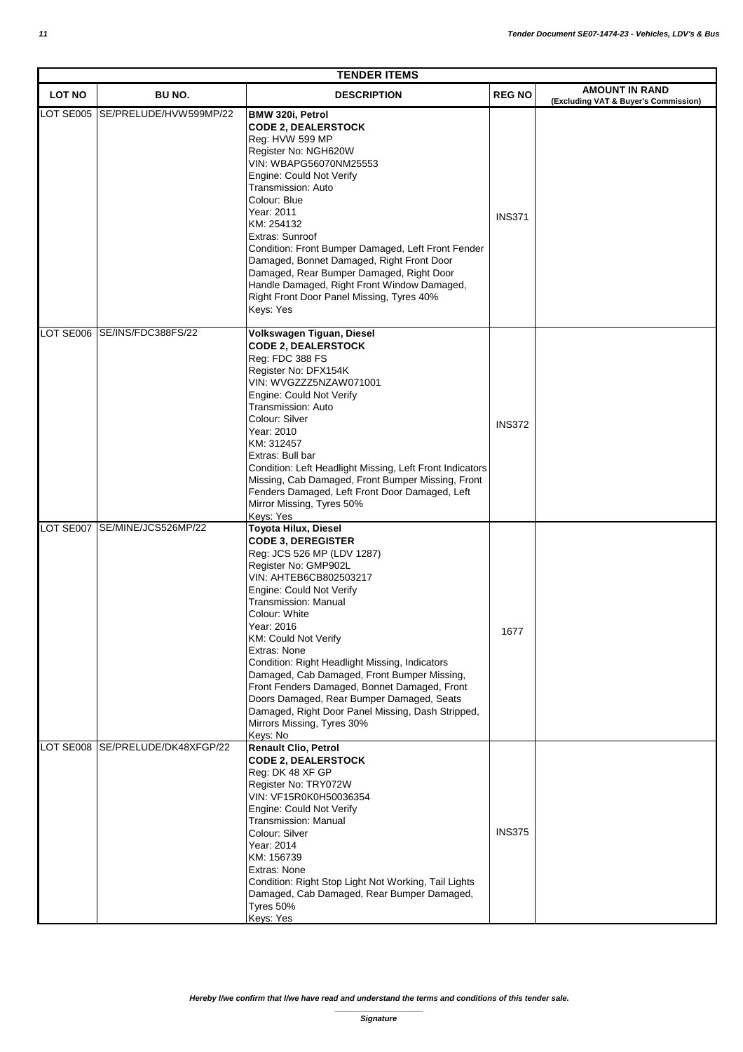| TENDER ITEMS | | | | |
|---|---|---|---|---|
| **LOT NO** | **BU NO.** | **DESCRIPTION** | **REG NO** | **AMOUNT IN RAND (Excluding VAT & Buyer's Commission)** |
| LOT SE005 | SE/PRELUDE/HVW599MP/22 | **BMW 320i, Petrol**<br>**CODE 2, DEALERSTOCK**<br>Reg: HVW 599 MP<br>Register No: NGH620W<br>VIN: WBAPG56070NM25553<br>Engine: Could Not Verify<br>Transmission: Auto<br>Colour: Blue<br>Year: 2011<br>KM: 254132<br>Extras: Sunroof<br>Condition: Front Bumper Damaged, Left Front Fender Damaged, Bonnet Damaged, Right Front Door Damaged, Rear Bumper Damaged, Right Door Handle Damaged, Right Front Window Damaged, Right Front Door Panel Missing, Tyres 40%<br>Keys: Yes | INS371 | |
| LOT SE006 | SE/INS/FDC388FS/22 | **Volkswagen Tiguan, Diesel**<br>**CODE 2, DEALERSTOCK**<br>Reg: FDC 388 FS<br>Register No: DFX154K<br>VIN: WVGZZZ5NZAW071001<br>Engine: Could Not Verify<br>Transmission: Auto<br>Colour: Silver<br>Year: 2010<br>KM: 312457<br>Extras: Bull bar<br>Condition: Left Headlight Missing, Left Front Indicators Missing, Cab Damaged, Front Bumper Missing, Front Fenders Damaged, Left Front Door Damaged, Left Mirror Missing, Tyres 50%<br>Keys: Yes | INS372 | |
| LOT SE007 | SE/MINE/JCS526MP/22 | **Toyota Hilux, Diesel**<br>**CODE 3, DEREGISTER**<br>Reg: JCS 526 MP (LDV 1287)<br>Register No: GMP902L<br>VIN: AHTEB6CB802503217<br>Engine: Could Not Verify<br>Transmission: Manual<br>Colour: White<br>Year: 2016<br>KM: Could Not Verify<br>Extras: None<br>Condition: Right Headlight Missing, Indicators Damaged, Cab Damaged, Front Bumper Missing, Front Fenders Damaged, Bonnet Damaged, Front Doors Damaged, Rear Bumper Damaged, Seats Damaged, Right Door Panel Missing, Dash Stripped, Mirrors Missing, Tyres 30%<br>Keys: No | 1677 | |
| LOT SE008 | SE/PRELUDE/DK48XFGP/22 | **Renault Clio, Petrol**<br>**CODE 2, DEALERSTOCK**<br>Reg: DK 48 XF GP<br>Register No: TRY072W<br>VIN: VF15R0K0H50036354<br>Engine: Could Not Verify<br>Transmission: Manual<br>Colour: Silver<br>Year: 2014<br>KM: 156739<br>Extras: None<br>Condition: Right Stop Light Not Working, Tail Lights Damaged, Cab Damaged, Rear Bumper Damaged, Tyres 50%<br>Keys: Yes | INS375 | |

***Hereby I/we confirm that I/we have read and understand the terms and conditions of this tender sale.***

_______________

***Signature***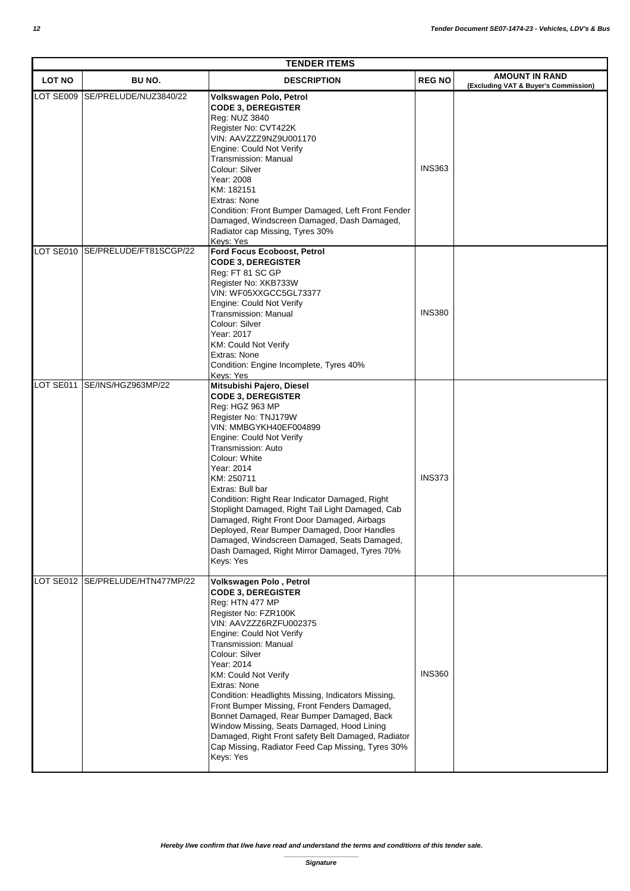| TENDER ITEMS | | | | |
|---|---|---|---|---|
| **LOT NO** | **BU NO.** | **DESCRIPTION** | **REG NO** | **AMOUNT IN RAND (Excluding VAT & Buyer's Commission)** |
| LOT SE009 | SE/PRELUDE/NUZ3840/22 | **Volkswagen Polo, Petrol**<br>**CODE 3, DEREGISTER**<br>Reg: NUZ 3840<br>Register No: CVT422K<br>VIN: AAVZZZ9NZ9U001170<br>Engine: Could Not Verify<br>Transmission: Manual<br>Colour: Silver<br>Year: 2008<br>KM: 182151<br>Extras: None<br>Condition: Front Bumper Damaged, Left Front Fender Damaged, Windscreen Damaged, Dash Damaged, Radiator cap Missing, Tyres 30%<br>Keys: Yes | INS363 | |
| LOT SE010 | SE/PRELUDE/FT81SCGP/22 | **Ford Focus Ecoboost, Petrol**<br>**CODE 3, DEREGISTER**<br>Reg: FT 81 SC GP<br>Register No: XKB733W<br>VIN: WF05XXGCC5GL73377<br>Engine: Could Not Verify<br>Transmission: Manual<br>Colour: Silver<br>Year: 2017<br>KM: Could Not Verify<br>Extras: None<br>Condition: Engine Incomplete, Tyres 40%<br>Keys: Yes | INS380 | |
| LOT SE011 | SE/INS/HGZ963MP/22 | **Mitsubishi Pajero, Diesel**<br>**CODE 3, DEREGISTER**<br>Reg: HGZ 963 MP<br>Register No: TNJ179W<br>VIN: MMBGYKH40EF004899<br>Engine: Could Not Verify<br>Transmission: Auto<br>Colour: White<br>Year: 2014<br>KM: 250711<br>Extras: Bull bar<br>Condition: Right Rear Indicator Damaged, Right Stoplight Damaged, Right Tail Light Damaged, Cab Damaged, Right Front Door Damaged, Airbags Deployed, Rear Bumper Damaged, Door Handles Damaged, Windscreen Damaged, Seats Damaged, Dash Damaged, Right Mirror Damaged, Tyres 70%<br>Keys: Yes | INS373 | |
| LOT SE012 | SE/PRELUDE/HTN477MP/22 | **Volkswagen Polo , Petrol**<br>**CODE 3, DEREGISTER**<br>Reg: HTN 477 MP<br>Register No: FZR100K<br>VIN: AAVZZZ6RZFU002375<br>Engine: Could Not Verify<br>Transmission: Manual<br>Colour: Silver<br>Year: 2014<br>KM: Could Not Verify<br>Extras: None<br>Condition: Headlights Missing, Indicators Missing, Front Bumper Missing, Front Fenders Damaged, Bonnet Damaged, Rear Bumper Damaged, Back Window Missing, Seats Damaged, Hood Lining Damaged, Right Front safety Belt Damaged, Radiator Cap Missing, Radiator Feed Cap Missing, Tyres 30%<br>Keys: Yes | INS360 | |

***Hereby I/we confirm that I/we have read and understand the terms and conditions of this tender sale.***

______________________
***Signature***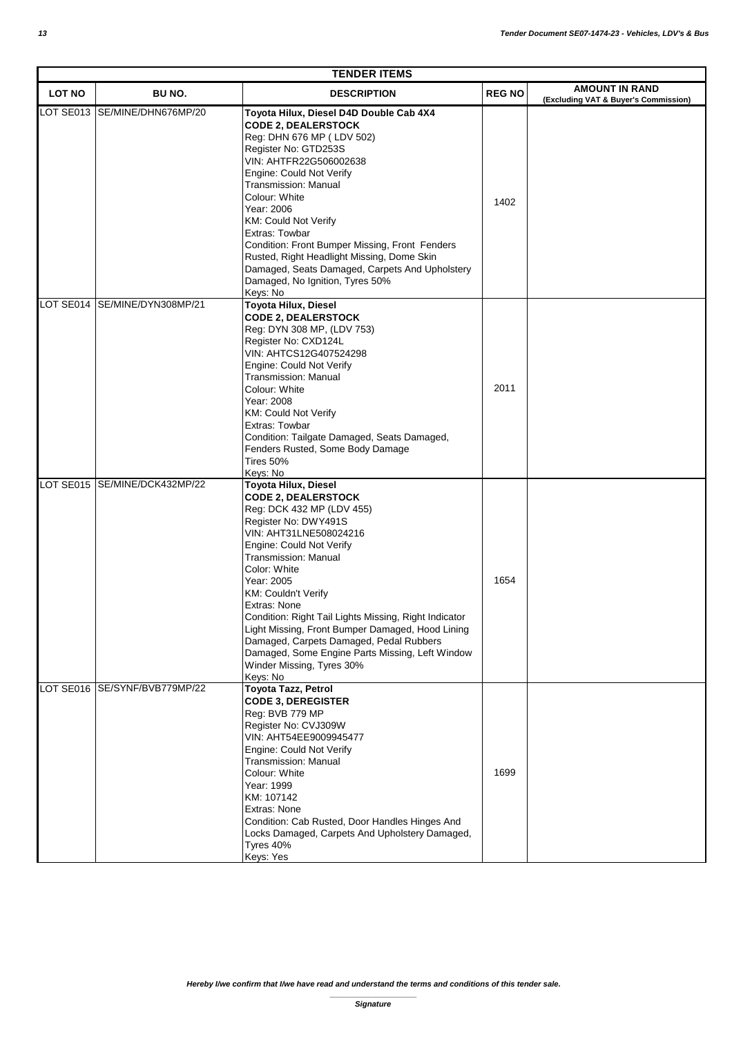| TENDER ITEMS | | | | |
|---|---|---|---|---|
| **LOT NO** | **BU NO.** | **DESCRIPTION** | **REG NO** | **AMOUNT IN RAND (Excluding VAT & Buyer's Commission)** |
| LOT SE013 | SE/MINE/DHN676MP/20 | **Toyota Hilux, Diesel D4D Double Cab 4X4**<br>**CODE 2, DEALERSTOCK**<br>Reg: DHN 676 MP ( LDV 502)<br>Register No: GTD253S<br>VIN: AHTFR22G506002638<br>Engine: Could Not Verify<br>Transmission: Manual<br>Colour: White<br>Year: 2006<br>KM: Could Not Verify<br>Extras: Towbar<br>Condition: Front Bumper Missing, Front Fenders Rusted, Right Headlight Missing, Dome Skin Damaged, Seats Damaged, Carpets And Upholstery Damaged, No Ignition, Tyres 50%<br>Keys: No | 1402 | |
| LOT SE014 | SE/MINE/DYN308MP/21 | **Toyota Hilux, Diesel**<br>**CODE 2, DEALERSTOCK**<br>Reg: DYN 308 MP, (LDV 753)<br>Register No: CXD124L<br>VIN: AHTCS12G407524298<br>Engine: Could Not Verify<br>Transmission: Manual<br>Colour: White<br>Year: 2008<br>KM: Could Not Verify<br>Extras: Towbar<br>Condition: Tailgate Damaged, Seats Damaged, Fenders Rusted, Some Body Damage<br>Tires 50%<br>Keys: No | 2011 | |
| LOT SE015 | SE/MINE/DCK432MP/22 | **Toyota Hilux, Diesel**<br>**CODE 2, DEALERSTOCK**<br>Reg: DCK 432 MP (LDV 455)<br>Register No: DWY491S<br>VIN: AHT31LNE508024216<br>Engine: Could Not Verify<br>Transmission: Manual<br>Color: White<br>Year: 2005<br>KM: Couldn't Verify<br>Extras: None<br>Condition: Right Tail Lights Missing, Right Indicator Light Missing, Front Bumper Damaged, Hood Lining Damaged, Carpets Damaged, Pedal Rubbers Damaged, Some Engine Parts Missing, Left Window Winder Missing, Tyres 30%<br>Keys: No | 1654 | |
| LOT SE016 | SE/SYNF/BVB779MP/22 | **Toyota Tazz, Petrol**<br>**CODE 3, DEREGISTER**<br>Reg: BVB 779 MP<br>Register No: CVJ309W<br>VIN: AHT54EE9009945477<br>Engine: Could Not Verify<br>Transmission: Manual<br>Colour: White<br>Year: 1999<br>KM: 107142<br>Extras: None<br>Condition: Cab Rusted, Door Handles Hinges And Locks Damaged, Carpets And Upholstery Damaged, Tyres 40%<br>Keys: Yes | 1699 | |

***Hereby I/we confirm that I/we have read and understand the terms and conditions of this tender sale.***

______________________

***Signature***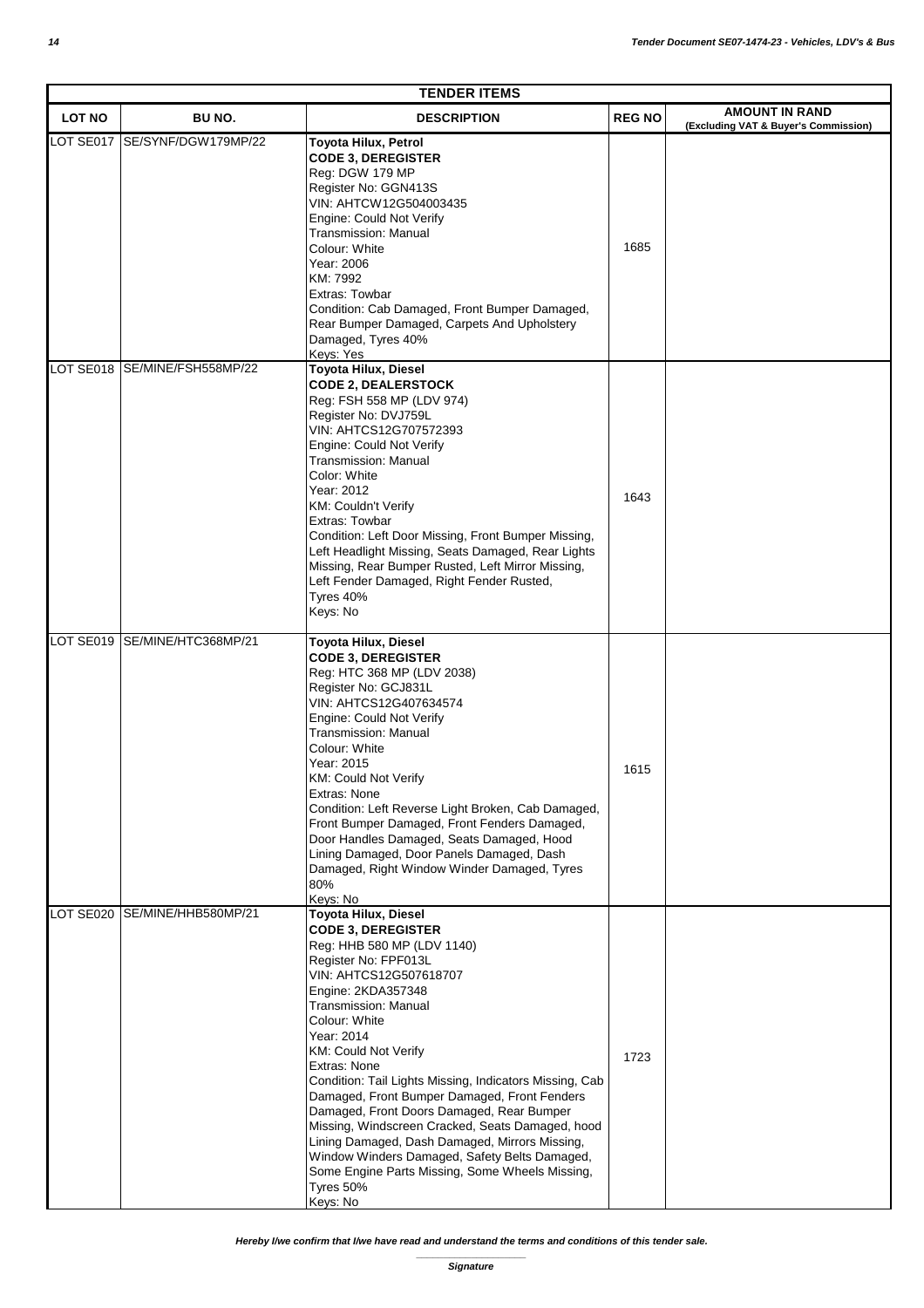| TENDER ITEMS | | | | |
|---|---|---|---|---|
| **LOT NO** | **BU NO.** | **DESCRIPTION** | **REG NO** | **AMOUNT IN RAND (Excluding VAT & Buyer's Commission)** |
| LOT SE017 | SE/SYNF/DGW179MP/22 | **Toyota Hilux, Petrol**<br>**CODE 3, DEREGISTER**<br>Reg: DGW 179 MP<br>Register No: GGN413S<br>VIN: AHTCW12G504003435<br>Engine: Could Not Verify<br>Transmission: Manual<br>Colour: White<br>Year: 2006<br>KM: 7992<br>Extras: Towbar<br>Condition: Cab Damaged, Front Bumper Damaged, Rear Bumper Damaged, Carpets And Upholstery Damaged, Tyres 40%<br>Keys: Yes | 1685 | |
| LOT SE018 | SE/MINE/FSH558MP/22 | **Toyota Hilux, Diesel**<br>**CODE 2, DEALERSTOCK**<br>Reg: FSH 558 MP (LDV 974)<br>Register No: DVJ759L<br>VIN: AHTCS12G707572393<br>Engine: Could Not Verify<br>Transmission: Manual<br>Color: White<br>Year: 2012<br>KM: Couldn't Verify<br>Extras: Towbar<br>Condition: Left Door Missing, Front Bumper Missing, Left Headlight Missing, Seats Damaged, Rear Lights Missing, Rear Bumper Rusted, Left Mirror Missing, Left Fender Damaged, Right Fender Rusted, Tyres 40%<br>Keys: No | 1643 | |
| LOT SE019 | SE/MINE/HTC368MP/21 | **Toyota Hilux, Diesel**<br>**CODE 3, DEREGISTER**<br>Reg: HTC 368 MP (LDV 2038)<br>Register No: GCJ831L<br>VIN: AHTCS12G407634574<br>Engine: Could Not Verify<br>Transmission: Manual<br>Colour: White<br>Year: 2015<br>KM: Could Not Verify<br>Extras: None<br>Condition: Left Reverse Light Broken, Cab Damaged, Front Bumper Damaged, Front Fenders Damaged, Door Handles Damaged, Seats Damaged, Hood Lining Damaged, Door Panels Damaged, Dash Damaged, Right Window Winder Damaged, Tyres 80%<br>Keys: No | 1615 | |
| LOT SE020 | SE/MINE/HHB580MP/21 | **Toyota Hilux, Diesel**<br>**CODE 3, DEREGISTER**<br>Reg: HHB 580 MP (LDV 1140)<br>Register No: FPF013L<br>VIN: AHTCS12G507618707<br>Engine: 2KDA357348<br>Transmission: Manual<br>Colour: White<br>Year: 2014<br>KM: Could Not Verify<br>Extras: None<br>Condition: Tail Lights Missing, Indicators Missing, Cab Damaged, Front Bumper Damaged, Front Fenders Damaged, Front Doors Damaged, Rear Bumper Missing, Windscreen Cracked, Seats Damaged, hood Lining Damaged, Dash Damaged, Mirrors Missing, Window Winders Damaged, Safety Belts Damaged, Some Engine Parts Missing, Some Wheels Missing, Tyres 50%<br>Keys: No | 1723 | |

***Hereby I/we confirm that I/we have read and understand the terms and conditions of this tender sale.***

\_\_\_\_\_\_\_\_\_\_\_\_\_\_\_\_\_\_\_\_

***Signature***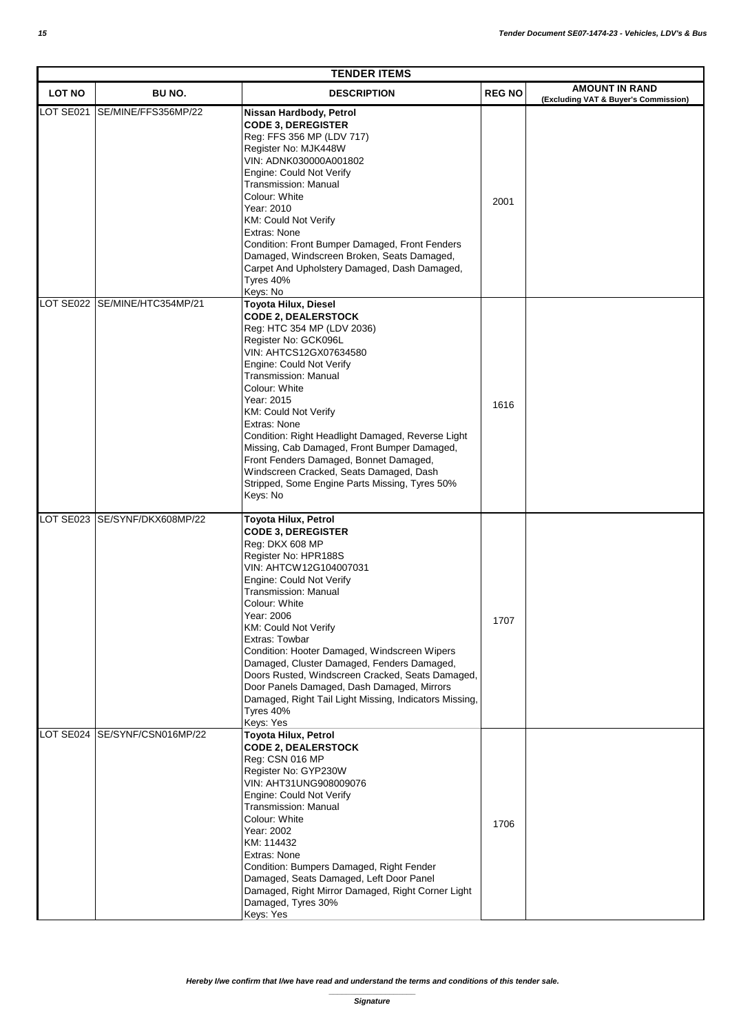| TENDER ITEMS | | | | |
|---|---|---|---|---|
| **LOT NO** | **BU NO.** | **DESCRIPTION** | **REG NO** | **AMOUNT IN RAND (Excluding VAT & Buyer's Commission)** |
| LOT SE021 | SE/MINE/FFS356MP/22 | **Nissan Hardbody, Petrol**<br>**CODE 3, DEREGISTER**<br>Reg: FFS 356 MP (LDV 717)<br>Register No: MJK448W<br>VIN: ADNK030000A001802<br>Engine: Could Not Verify<br>Transmission: Manual<br>Colour: White<br>Year: 2010<br>KM: Could Not Verify<br>Extras: None<br>Condition: Front Bumper Damaged, Front Fenders Damaged, Windscreen Broken, Seats Damaged, Carpet And Upholstery Damaged, Dash Damaged, Tyres 40%<br>Keys: No | 2001 | |
| LOT SE022 | SE/MINE/HTC354MP/21 | **Toyota Hilux, Diesel**<br>**CODE 2, DEALERSTOCK**<br>Reg: HTC 354 MP (LDV 2036)<br>Register No: GCK096L<br>VIN: AHTCS12GX07634580<br>Engine: Could Not Verify<br>Transmission: Manual<br>Colour: White<br>Year: 2015<br>KM: Could Not Verify<br>Extras: None<br>Condition: Right Headlight Damaged, Reverse Light Missing, Cab Damaged, Front Bumper Damaged, Front Fenders Damaged, Bonnet Damaged, Windscreen Cracked, Seats Damaged, Dash Stripped, Some Engine Parts Missing, Tyres 50%<br>Keys: No | 1616 | |
| LOT SE023 | SE/SYNF/DKX608MP/22 | **Toyota Hilux, Petrol**<br>**CODE 3, DEREGISTER**<br>Reg: DKX 608 MP<br>Register No: HPR188S<br>VIN: AHTCW12G104007031<br>Engine: Could Not Verify<br>Transmission: Manual<br>Colour: White<br>Year: 2006<br>KM: Could Not Verify<br>Extras: Towbar<br>Condition: Hooter Damaged, Windscreen Wipers Damaged, Cluster Damaged, Fenders Damaged, Doors Rusted, Windscreen Cracked, Seats Damaged, Door Panels Damaged, Dash Damaged, Mirrors Damaged, Right Tail Light Missing, Indicators Missing, Tyres 40%<br>Keys: Yes | 1707 | |
| LOT SE024 | SE/SYNF/CSN016MP/22 | **Toyota Hilux, Petrol**<br>**CODE 2, DEALERSTOCK**<br>Reg: CSN 016 MP<br>Register No: GYP230W<br>VIN: AHT31UNG908009076<br>Engine: Could Not Verify<br>Transmission: Manual<br>Colour: White<br>Year: 2002<br>KM: 114432<br>Extras: None<br>Condition: Bumpers Damaged, Right Fender Damaged, Seats Damaged, Left Door Panel Damaged, Right Mirror Damaged, Right Corner Light Damaged, Tyres 30%<br>Keys: Yes | 1706 | |

***Hereby I/we confirm that I/we have read and understand the terms and conditions of this tender sale.***

______________________

***Signature***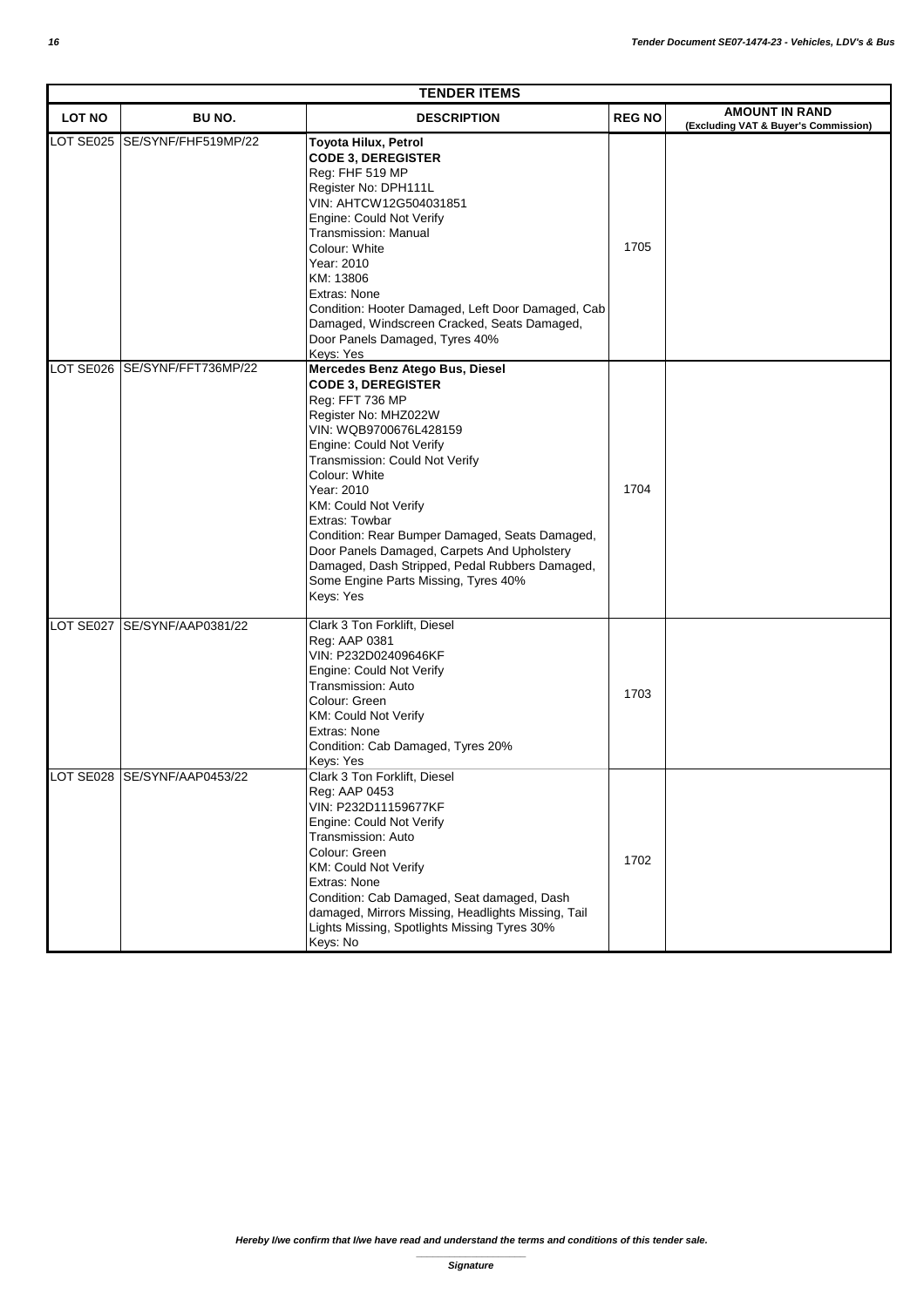| TENDER ITEMS | | | | |
|---|---|---|---|---|
| **LOT NO** | **BU NO.** | **DESCRIPTION** | **REG NO** | **AMOUNT IN RAND (Excluding VAT & Buyer's Commission)** |
| LOT SE025 | SE/SYNF/FHF519MP/22 | **Toyota Hilux, Petrol**<br>**CODE 3, DEREGISTER**<br>Reg: FHF 519 MP<br>Register No: DPH111L<br>VIN: AHTCW12G504031851<br>Engine: Could Not Verify<br>Transmission: Manual<br>Colour: White<br>Year: 2010<br>KM: 13806<br>Extras: None<br>Condition: Hooter Damaged, Left Door Damaged, Cab Damaged, Windscreen Cracked, Seats Damaged, Door Panels Damaged, Tyres 40%<br>Keys: Yes | 1705 | |
| LOT SE026 | SE/SYNF/FFT736MP/22 | **Mercedes Benz Atego Bus, Diesel**<br>**CODE 3, DEREGISTER**<br>Reg: FFT 736 MP<br>Register No: MHZ022W<br>VIN: WQB9700676L428159<br>Engine: Could Not Verify<br>Transmission: Could Not Verify<br>Colour: White<br>Year: 2010<br>KM: Could Not Verify<br>Extras: Towbar<br>Condition: Rear Bumper Damaged, Seats Damaged, Door Panels Damaged, Carpets And Upholstery Damaged, Dash Stripped, Pedal Rubbers Damaged, Some Engine Parts Missing, Tyres 40%<br>Keys: Yes | 1704 | |
| LOT SE027 | SE/SYNF/AAP0381/22 | Clark 3 Ton Forklift, Diesel<br>Reg: AAP 0381<br>VIN: P232D02409646KF<br>Engine: Could Not Verify<br>Transmission: Auto<br>Colour: Green<br>KM: Could Not Verify<br>Extras: None<br>Condition: Cab Damaged, Tyres 20%<br>Keys: Yes | 1703 | |
| LOT SE028 | SE/SYNF/AAP0453/22 | Clark 3 Ton Forklift, Diesel<br>Reg: AAP 0453<br>VIN: P232D11159677KF<br>Engine: Could Not Verify<br>Transmission: Auto<br>Colour: Green<br>KM: Could Not Verify<br>Extras: None<br>Condition: Cab Damaged, Seat damaged, Dash damaged, Mirrors Missing, Headlights Missing, Tail Lights Missing, Spotlights Missing Tyres 30%<br>Keys: No | 1702 | |

***Hereby I/we confirm that I/we have read and understand the terms and conditions of this tender sale.***

\_\_\_\_\_\_\_\_\_\_\_\_\_\_\_\_\_\_\_\_

***Signature***